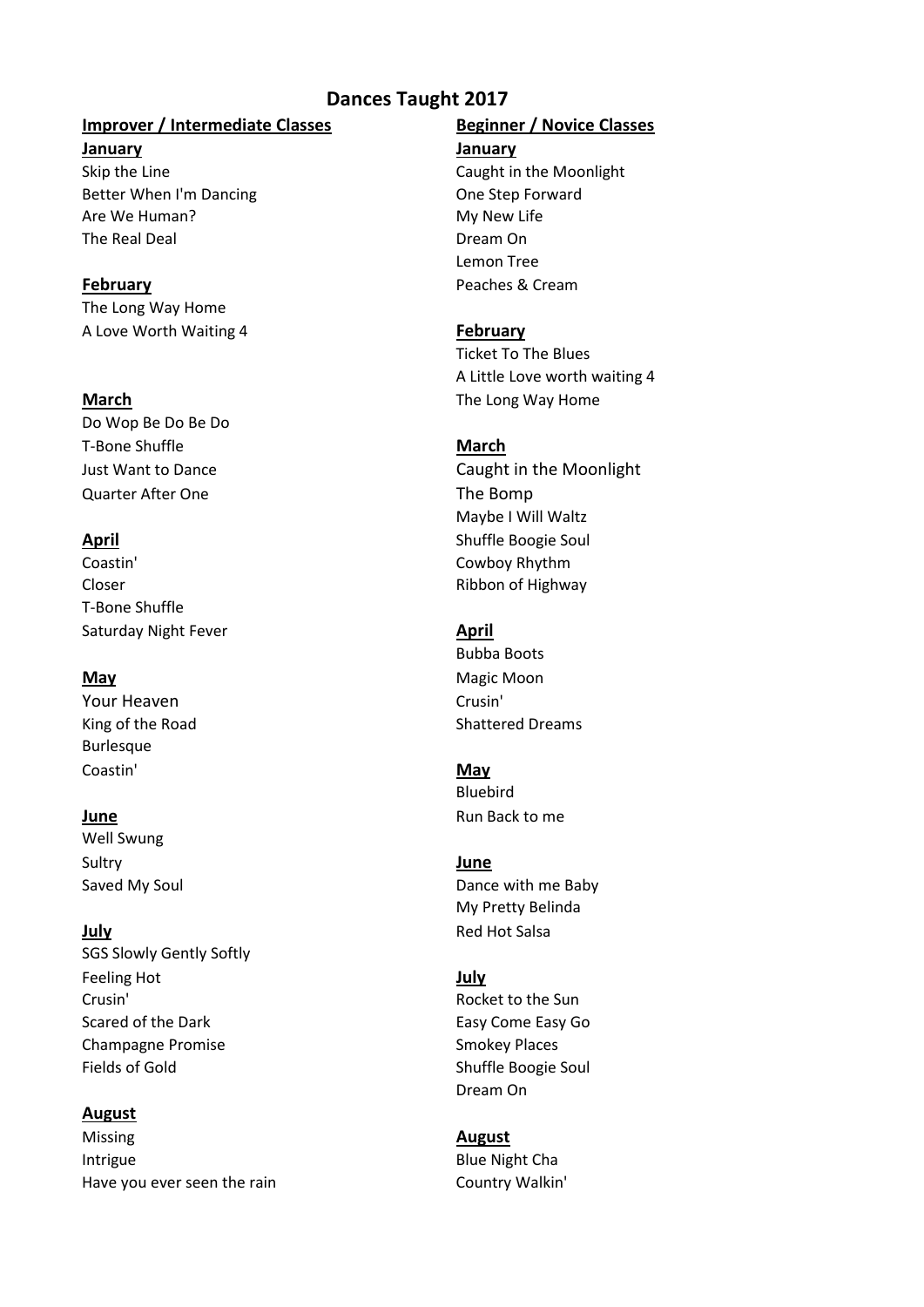# Dances Taught 2017

## Improver / Intermediate Classes

**January**

Skip the Line
Better When I'm Dancing
Are We Human?
The Real Deal

**February**

The Long Way Home
A Love Worth Waiting 4

**March**

Do Wop Be Do Be Do
T-Bone Shuffle
Just Want to Dance
Quarter After One

**April**

Coastin'
Closer
T-Bone Shuffle
Saturday Night Fever

**May**

Your Heaven
King of the Road
Burlesque
Coastin'

**June**

Well Swung
Sultry
Saved My Soul

**July**

SGS Slowly Gently Softly
Feeling Hot
Crusin'
Scared of the Dark
Champagne Promise
Fields of Gold

**August**

Missing
Intrigue
Have you ever seen the rain

## Beginner / Novice Classes

**January**

Caught in the Moonlight
One Step Forward
My New Life
Dream On
Lemon Tree
Peaches & Cream

**February**

Ticket To The Blues
A Little Love worth waiting 4
The Long Way Home

**March**

Caught in the Moonlight
The Bomp
Maybe I Will Waltz
Shuffle Boogie Soul
Cowboy Rhythm
Ribbon of Highway

**April**

Bubba Boots
Magic Moon
Crusin'
Shattered Dreams

**May**

Bluebird
Run Back to me

**June**

Dance with me Baby
My Pretty Belinda
Red Hot Salsa

**July**

Rocket to the Sun
Easy Come Easy Go
Smokey Places
Shuffle Boogie Soul
Dream On

**August**

Blue Night Cha
Country Walkin'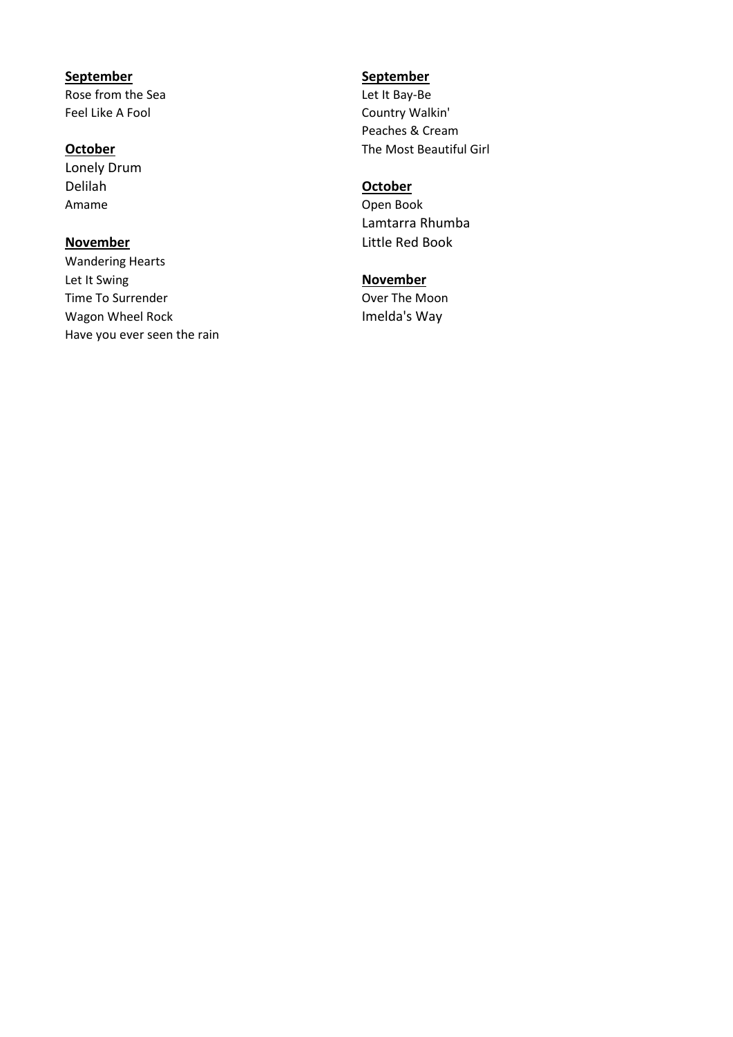**September**

Rose from the Sea
Feel Like A Fool

**October**

Lonely Drum
Delilah
Amame

**November**

Wandering Hearts
Let It Swing
Time To Surrender
Wagon Wheel Rock
Have you ever seen the rain

**September**

Let It Bay-Be
Country Walkin'
Peaches & Cream
The Most Beautiful Girl

**October**

Open Book
Lamtarra Rhumba
Little Red Book

**November**

Over The Moon
Imelda's Way